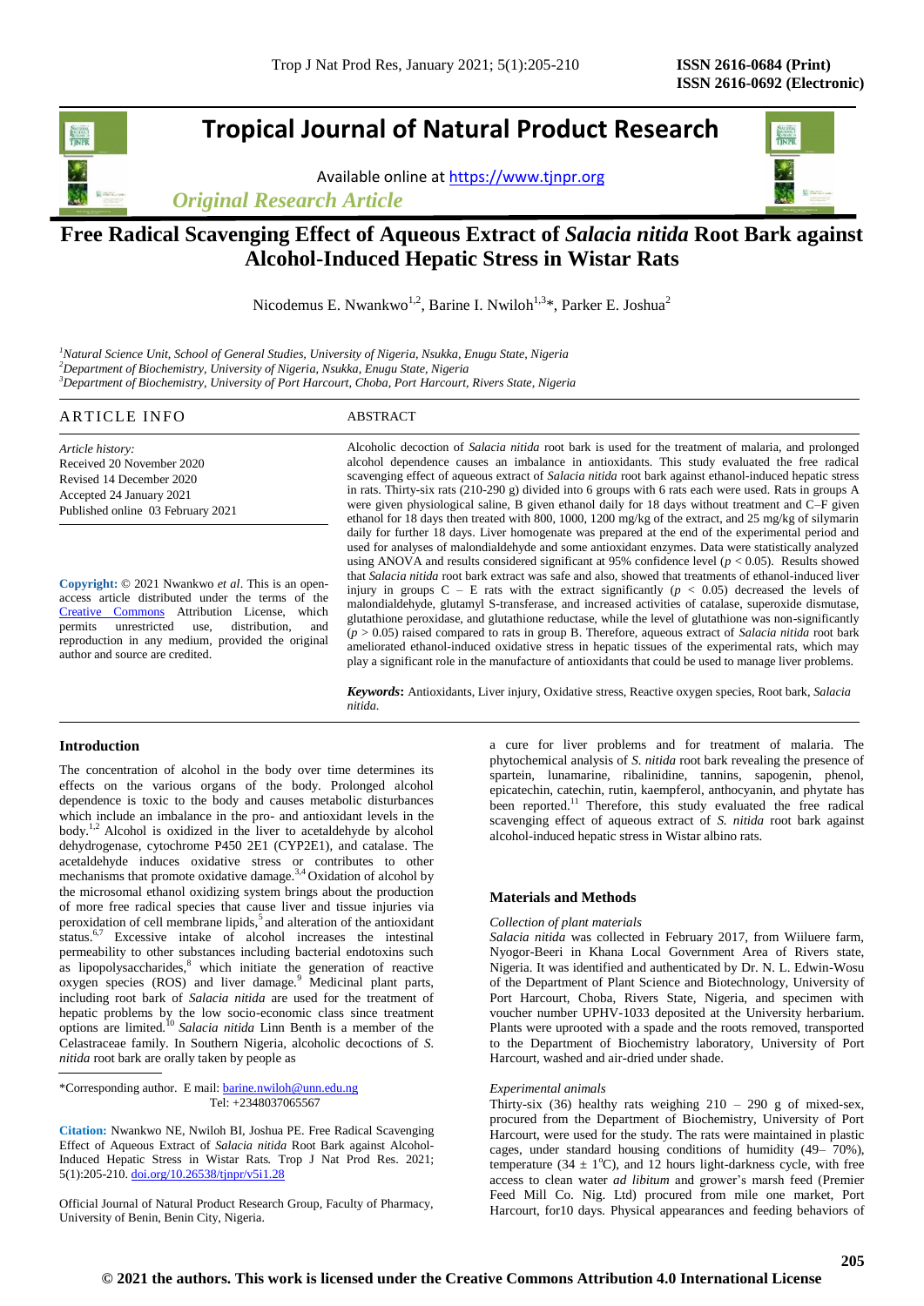# Tropical Journal of Natural Product Research

Available online at https://www.tjnpr.org

*Original Research Article*

## Free Radical Scavenging Effect of Aqueous Extract of *Salacia nitida* Root Bark against Alcohol-Induced Hepatic Stress in Wistar Rats

Nicodemus E. Nwankwo[1,2], Barine I. Nwiloh[1,3]*, Parker E. Joshua[2]

[1]*Natural Science Unit, School of General Studies, University of Nigeria, Nsukka, Enugu State, Nigeria*
[2]*Department of Biochemistry, University of Nigeria, Nsukka, Enugu State, Nigeria*
[3]*Department of Biochemistry, University of Port Harcourt, Choba, Port Harcourt, Rivers State, Nigeria*

### ARTICLE INFO

*Article history:*
Received 20 November 2020
Revised 14 December 2020
Accepted 24 January 2021
Published online 03 February 2021

**Copyright:** © 2021 Nwankwo *et al*. This is an open-access article distributed under the terms of the Creative Commons Attribution License, which permits unrestricted use, distribution, and reproduction in any medium, provided the original author and source are credited.

### ABSTRACT

Alcoholic decoction of *Salacia nitida* root bark is used for the treatment of malaria, and prolonged alcohol dependence causes an imbalance in antioxidants. This study evaluated the free radical scavenging effect of aqueous extract of *Salacia nitida* root bark against ethanol-induced hepatic stress in rats. Thirty-six rats (210-290 g) divided into 6 groups with 6 rats each were used. Rats in groups A were given physiological saline, B given ethanol daily for 18 days without treatment and C–F given ethanol for 18 days then treated with 800, 1000, 1200 mg/kg of the extract, and 25 mg/kg of silymarin daily for further 18 days. Liver homogenate was prepared at the end of the experimental period and used for analyses of malondialdehyde and some antioxidant enzymes. Data were statistically analyzed using ANOVA and results considered significant at 95% confidence level ($p < 0.05$). Results showed that *Salacia nitida* root bark extract was safe and also, showed that treatments of ethanol-induced liver injury in groups C – E rats with the extract significantly ($p < 0.05$) decreased the levels of malondialdehyde, glutamyl S-transferase, and increased activities of catalase, superoxide dismutase, glutathione peroxidase, and glutathione reductase, while the level of glutathione was non-significantly ($p > 0.05$) raised compared to rats in group B. Therefore, aqueous extract of *Salacia nitida* root bark ameliorated ethanol-induced oxidative stress in hepatic tissues of the experimental rats, which may play a significant role in the manufacture of antioxidants that could be used to manage liver problems.

***Keywords*:** Antioxidants, Liver injury, Oxidative stress, Reactive oxygen species, Root bark, *Salacia nitida*.

### Introduction

The concentration of alcohol in the body over time determines its effects on the various organs of the body. Prolonged alcohol dependence is toxic to the body and causes metabolic disturbances which include an imbalance in the pro- and antioxidant levels in the body.[1,2] Alcohol is oxidized in the liver to acetaldehyde by alcohol dehydrogenase, cytochrome P450 2E1 (CYP2E1), and catalase. The acetaldehyde induces oxidative stress or contributes to other mechanisms that promote oxidative damage.[3,4] Oxidation of alcohol by the microsomal ethanol oxidizing system brings about the production of more free radical species that cause liver and tissue injuries via peroxidation of cell membrane lipids,[5] and alteration of the antioxidant status.[6,7] Excessive intake of alcohol increases the intestinal permeability to other substances including bacterial endotoxins such as lipopolysaccharides,[8] which initiate the generation of reactive oxygen species (ROS) and liver damage.[9] Medicinal plant parts, including root bark of *Salacia nitida* are used for the treatment of hepatic problems by the low socio-economic class since treatment options are limited.[10] *Salacia nitida* Linn Benth is a member of the Celastraceae family. In Southern Nigeria, alcoholic decoctions of *S. nitida* root bark are orally taken by people as a cure for liver problems and for treatment of malaria. The phytochemical analysis of *S. nitida* root bark revealing the presence of spartein, lunamarine, ribalinidine, tannins, sapogenin, phenol, epicatechin, catechin, rutin, kaempferol, anthocyanin, and phytate has been reported.[11] Therefore, this study evaluated the free radical scavenging effect of aqueous extract of *S. nitida* root bark against alcohol-induced hepatic stress in Wistar albino rats.

### Materials and Methods

*Collection of plant materials*

*Salacia nitida* was collected in February 2017, from Wiiluere farm, Nyogor-Beeri in Khana Local Government Area of Rivers state, Nigeria. It was identified and authenticated by Dr. N. L. Edwin-Wosu of the Department of Plant Science and Biotechnology, University of Port Harcourt, Choba, Rivers State, Nigeria, and specimen with voucher number UPHV-1033 deposited at the University herbarium. Plants were uprooted with a spade and the roots removed, transported to the Department of Biochemistry laboratory, University of Port Harcourt, washed and air-dried under shade.

*Experimental animals*

Thirty-six (36) healthy rats weighing 210 – 290 g of mixed-sex, procured from the Department of Biochemistry, University of Port Harcourt, were used for the study. The rats were maintained in plastic cages, under standard housing conditions of humidity (49– 70%), temperature (34 ± 1°C), and 12 hours light-darkness cycle, with free access to clean water *ad libitum* and grower's marsh feed (Premier Feed Mill Co. Nig. Ltd) procured from mile one market, Port Harcourt, for10 days. Physical appearances and feeding behaviors of

*Corresponding author. E mail: barine.nwiloh@unn.edu.ng
Tel: +2348037065567

**Citation:** Nwankwo NE, Nwiloh BI, Joshua PE. Free Radical Scavenging Effect of Aqueous Extract of *Salacia nitida* Root Bark against Alcohol-Induced Hepatic Stress in Wistar Rats. Trop J Nat Prod Res. 2021; 5(1):205-210. doi.org/10.26538/tjnpr/v5i1.28

Official Journal of Natural Product Research Group, Faculty of Pharmacy, University of Benin, Benin City, Nigeria.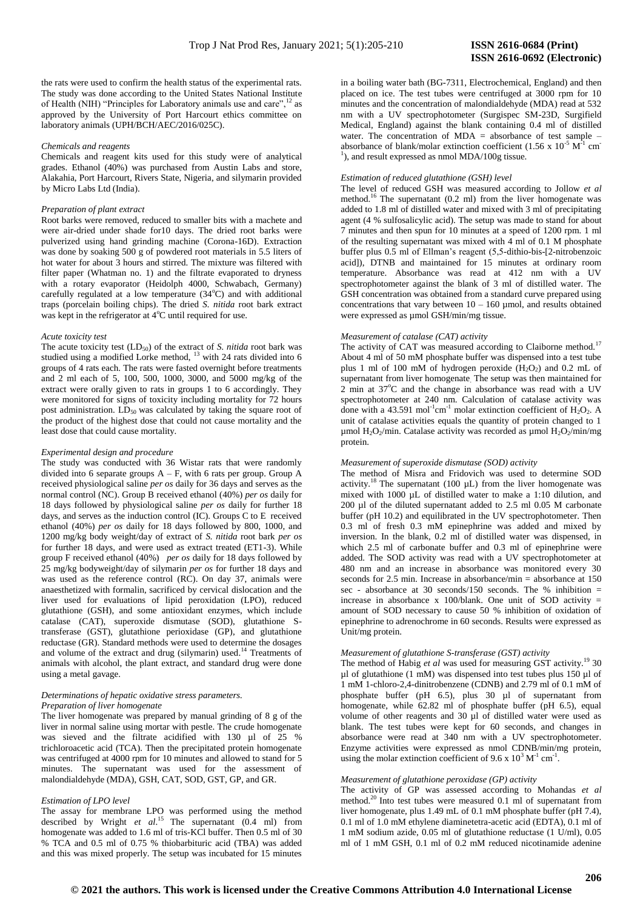the rats were used to confirm the health status of the experimental rats. The study was done according to the United States National Institute of Health (NIH) "Principles for Laboratory animals use and care",[12] as approved by the University of Port Harcourt ethics committee on laboratory animals (UPH/BCH/AEC/2016/025C).

*Chemicals and reagents*

Chemicals and reagent kits used for this study were of analytical grades. Ethanol (40%) was purchased from Austin Labs and store, Alakahia, Port Harcourt, Rivers State, Nigeria, and silymarin provided by Micro Labs Ltd (India).

*Preparation of plant extract*

Root barks were removed, reduced to smaller bits with a machete and were air-dried under shade for10 days. The dried root barks were pulverized using hand grinding machine (Corona-16D). Extraction was done by soaking 500 g of powdered root materials in 5.5 liters of hot water for about 3 hours and stirred. The mixture was filtered with filter paper (Whatman no. 1) and the filtrate evaporated to dryness with a rotary evaporator (Heidolph 4000, Schwabach, Germany) carefully regulated at a low temperature (34$^o$C) and with additional traps (porcelain boiling chips). The dried *S. nitida* root bark extract was kept in the refrigerator at 4$^o$C until required for use.

*Acute toxicity test*

The acute toxicity test ($LD_{50}$) of the extract of *S. nitida* root bark was studied using a modified Lorke method, [13] with 24 rats divided into 6 groups of 4 rats each. The rats were fasted overnight before treatments and 2 ml each of 5, 100, 500, 1000, 3000, and 5000 mg/kg of the extract were orally given to rats in groups 1 to 6 accordingly. They were monitored for signs of toxicity including mortality for 72 hours post administration. $LD_{50}$ was calculated by taking the square root of the product of the highest dose that could not cause mortality and the least dose that could cause mortality.

*Experimental design and procedure*

The study was conducted with 36 Wistar rats that were randomly divided into 6 separate groups A – F, with 6 rats per group. Group A received physiological saline *per os* daily for 36 days and serves as the normal control (NC). Group B received ethanol (40%) *per os* daily for 18 days followed by physiological saline *per os* daily for further 18 days, and serves as the induction control (IC). Groups C to E received ethanol (40%) *per os* daily for 18 days followed by 800, 1000, and 1200 mg/kg body weight/day of extract of *S. nitida* root bark *per os* for further 18 days, and were used as extract treated (ET1-3). While group F received ethanol (40%) *per os* daily for 18 days followed by 25 mg/kg bodyweight/day of silymarin *per os* for further 18 days and was used as the reference control (RC). On day 37, animals were anaesthetized with formalin, sacrificed by cervical dislocation and the liver used for evaluations of lipid peroxidation (LPO), reduced glutathione (GSH), and some antioxidant enzymes, which include catalase (CAT), superoxide dismutase (SOD), glutathione S-transferase (GST), glutathione perioxidase (GP), and glutathione reductase (GR). Standard methods were used to determine the dosages and volume of the extract and drug (silymarin) used.[14] Treatments of animals with alcohol, the plant extract, and standard drug were done using a metal gavage.

*Determinations of hepatic oxidative stress parameters.*

*Preparation of liver homogenate*

The liver homogenate was prepared by manual grinding of 8 g of the liver in normal saline using mortar with pestle. The crude homogenate was sieved and the filtrate acidified with 130 µl of 25 % trichloroacetic acid (TCA). Then the precipitated protein homogenate was centrifuged at 4000 rpm for 10 minutes and allowed to stand for 5 minutes. The supernatant was used for the assessment of malondialdehyde (MDA), GSH, CAT, SOD, GST, GP, and GR.

*Estimation of LPO level*

The assay for membrane LPO was performed using the method described by Wright *et al*.[15] The supernatant (0.4 ml) from homogenate was added to 1.6 ml of tris-KCl buffer. Then 0.5 ml of 30 % TCA and 0.5 ml of 0.75 % thiobarbituric acid (TBA) was added and this was mixed properly. The setup was incubated for 15 minutes in a boiling water bath (BG-7311, Electrochemical, England) and then placed on ice. The test tubes were centrifuged at 3000 rpm for 10 minutes and the concentration of malondialdehyde (MDA) read at 532 nm with a UV spectrophotometer (Surgispec SM-23D, Surgifield Medical, England) against the blank containing 0.4 ml of distilled water. The concentration of MDA = absorbance of test sample – absorbance of blank/molar extinction coefficient ($1.56 \times 10^{-5}$ $M^{-1}$ $cm^{-1}$), and result expressed as nmol MDA/100g tissue.

*Estimation of reduced glutathione (GSH) level*

The level of reduced GSH was measured according to Jollow *et al* method.[16] The supernatant (0.2 ml) from the liver homogenate was added to 1.8 ml of distilled water and mixed with 3 ml of precipitating agent (4 % sulfosalicylic acid). The setup was made to stand for about 7 minutes and then spun for 10 minutes at a speed of 1200 rpm. 1 ml of the resulting supernatant was mixed with 4 ml of 0.1 M phosphate buffer plus 0.5 ml of Ellman's reagent (5,5-dithio-bis-[2-nitrobenzoic acid]), DTNB and maintained for 15 minutes at ordinary room temperature. Absorbance was read at 412 nm with a UV spectrophotometer against the blank of 3 ml of distilled water. The GSH concentration was obtained from a standard curve prepared using concentrations that vary between 10 – 160 µmol, and results obtained were expressed as µmol GSH/min/mg tissue.

*Measurement of catalase (CAT) activity*

The activity of CAT was measured according to Claiborne method.[17] About 4 ml of 50 mM phosphate buffer was dispensed into a test tube plus 1 ml of 100 mM of hydrogen peroxide ($H_2O_2$) and 0.2 mL of supernatant from liver homogenate. The setup was then maintained for 2 min at 37$^o$C and the change in absorbance was read with a UV spectrophotometer at 240 nm. Calculation of catalase activity was done with a 43.591 $mol^{-1}cm^{-1}$ molar extinction coefficient of $H_2O_2$. A unit of catalase activities equals the quantity of protein changed to 1 µmol $H_2O_2$/min. Catalase activity was recorded as µmol $H_2O_2$/min/mg protein.

*Measurement of superoxide dismutase (SOD) activity*

The method of Misra and Fridovich was used to determine SOD activity.[18] The supernatant (100 µL) from the liver homogenate was mixed with 1000 µL of distilled water to make a 1:10 dilution, and 200 µl of the diluted supernatant added to 2.5 ml 0.05 M carbonate buffer (pH 10.2) and equilibrated in the UV spectrophotometer. Then 0.3 ml of fresh 0.3 mM epinephrine was added and mixed by inversion. In the blank, 0.2 ml of distilled water was dispensed, in which 2.5 ml of carbonate buffer and 0.3 ml of epinephrine were added. The SOD activity was read with a UV spectrophotometer at 480 nm and an increase in absorbance was monitored every 30 seconds for 2.5 min. Increase in absorbance/min = absorbance at 150 sec - absorbance at 30 seconds/150 seconds. The % inhibition = increase in absorbance x 100/blank. One unit of SOD activity = amount of SOD necessary to cause 50 % inhibition of oxidation of epinephrine to adrenochrome in 60 seconds. Results were expressed as Unit/mg protein.

*Measurement of glutathione S-transferase (GST) activity*

The method of Habig *et al* was used for measuring GST activity.[19] 30 µl of glutathione (1 mM) was dispensed into test tubes plus 150 µl of 1 mM 1-chloro-2,4-dinitrobenzene (CDNB) and 2.79 ml of 0.1 mM of phosphate buffer (pH 6.5), plus 30 µl of supernatant from homogenate, while 62.82 ml of phosphate buffer (pH 6.5), equal volume of other reagents and 30 µl of distilled water were used as blank. The test tubes were kept for 60 seconds, and changes in absorbance were read at 340 nm with a UV spectrophotometer. Enzyme activities were expressed as nmol CDNB/min/mg protein, using the molar extinction coefficient of $9.6 \times 10^3$ $M^{-1}$ $cm^{-1}$.

*Measurement of glutathione peroxidase (GP) activity*

The activity of GP was assessed according to Mohandas *et al* method.[20] Into test tubes were measured 0.1 ml of supernatant from liver homogenate, plus 1.49 mL of 0.1 mM phosphate buffer (pH 7.4), 0.1 ml of 1.0 mM ethylene diaminetetra-acetic acid (EDTA), 0.1 ml of 1 mM sodium azide, 0.05 ml of glutathione reductase (1 U/ml), 0.05 ml of 1 mM GSH, 0.1 ml of 0.2 mM reduced nicotinamide adenine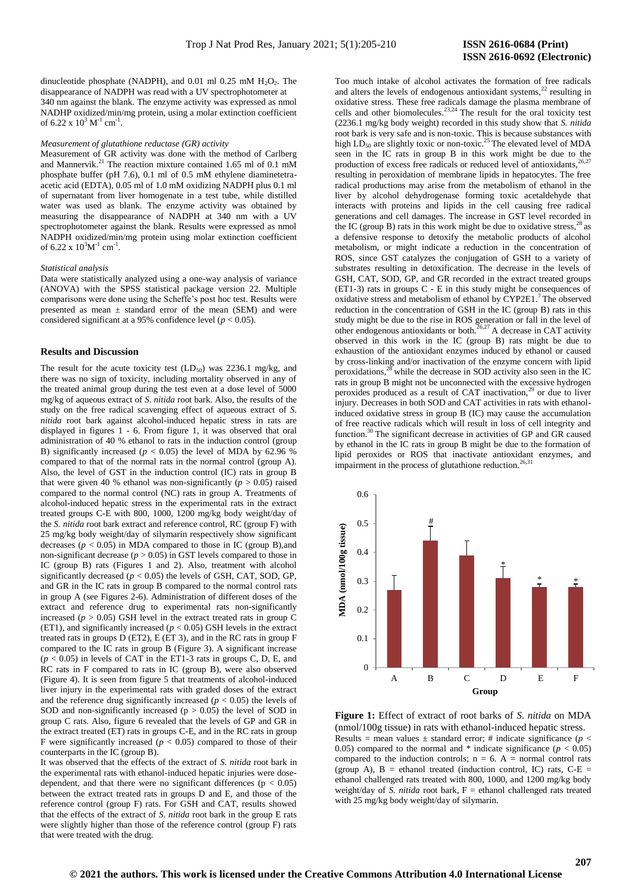dinucleotide phosphate (NADPH), and 0.01 ml 0.25 mM $H_2O_2$. The disappearance of NADPH was read with a UV spectrophotometer at 340 nm against the blank. The enzyme activity was expressed as nmol NADHP oxidized/min/mg protein, using a molar extinction coefficient of $6.22 \times 10^3$ $M^{-1}$ $cm^{-1}$.

*Measurement of glutathione reductase (GR) activity*

Measurement of GR activity was done with the method of Carlberg and Mannervik.[21] The reaction mixture contained 1.65 ml of 0.1 mM phosphate buffer (pH 7.6), 0.1 ml of 0.5 mM ethylene diaminetetra-acetic acid (EDTA), 0.05 ml of 1.0 mM oxidizing NADPH plus 0.1 ml of supernatant from liver homogenate in a test tube, while distilled water was used as blank. The enzyme activity was obtained by measuring the disappearance of NADPH at 340 nm with a UV spectrophotometer against the blank. Results were expressed as nmol NADPH oxidized/min/mg protein using molar extinction coefficient of $6.22 \times 10^3 M^{-1}$ $cm^{-1}$.

*Statistical analysis*

Data were statistically analyzed using a one-way analysis of variance (ANOVA) with the SPSS statistical package version 22. Multiple comparisons were done using the Scheffe's post hoc test. Results were presented as mean ± standard error of the mean (SEM) and were considered significant at a 95% confidence level ($p < 0.05$).

## Results and Discussion

The result for the acute toxicity test ($LD_{50}$) was 2236.1 mg/kg, and there was no sign of toxicity, including mortality observed in any of the treated animal group during the test even at a dose level of 5000 mg/kg of aqueous extract of *S. nitida* root bark. Also, the results of the study on the free radical scavenging effect of aqueous extract of *S. nitida* root bark against alcohol-induced hepatic stress in rats are displayed in figures 1 - 6. From figure 1, it was observed that oral administration of 40 % ethanol to rats in the induction control (group B) significantly increased ($p < 0.05$) the level of MDA by 62.96 % compared to that of the normal rats in the normal control (group A). Also, the level of GST in the induction control (IC) rats in group B that were given 40 % ethanol was non-significantly ($p > 0.05$) raised compared to the normal control (NC) rats in group A. Treatments of alcohol-induced hepatic stress in the experimental rats in the extract treated groups C-E with 800, 1000, 1200 mg/kg body weight/day of the *S. nitida* root bark extract and reference control, RC (group F) with 25 mg/kg body weight/day of silymarin respectively show significant decreases ($p < 0.05$) in MDA compared to those in IC (group B),and non-significant decrease ($p > 0.05$) in GST levels compared to those in IC (group B) rats (Figures 1 and 2). Also, treatment with alcohol significantly decreased ($p < 0.05$) the levels of GSH, CAT, SOD, GP, and GR in the IC rats in group B compared to the normal control rats in group A (see Figures 2-6). Administration of different doses of the extract and reference drug to experimental rats non-significantly increased ($p > 0.05$) GSH level in the extract treated rats in group C (ET1), and significantly increased ($p < 0.05$) GSH levels in the extract treated rats in groups D (ET2), E (ET 3), and in the RC rats in group F compared to the IC rats in group B (Figure 3). A significant increase ($p < 0.05$) in levels of CAT in the ET1-3 rats in groups C, D, E, and RC rats in F compared to rats in IC (group B), were also observed (Figure 4). It is seen from figure 5 that treatments of alcohol-induced liver injury in the experimental rats with graded doses of the extract and the reference drug significantly increased ($p < 0.05$) the levels of SOD and non-significantly increased ($p > 0.05$) the level of SOD in group C rats. Also, figure 6 revealed that the levels of GP and GR in the extract treated (ET) rats in groups C-E, and in the RC rats in group F were significantly increased ($p < 0.05$) compared to those of their counterparts in the IC (group B).

It was observed that the effects of the extract of *S. nitida* root bark in the experimental rats with ethanol-induced hepatic injuries were dose-dependent, and that there were no significant differences ($p < 0.05$) between the extract treated rats in groups D and E, and those of the reference control (group F) rats. For GSH and CAT, results showed that the effects of the extract of *S. nitida* root bark in the group E rats were slightly higher than those of the reference control (group F) rats that were treated with the drug.

Too much intake of alcohol activates the formation of free radicals and alters the levels of endogenous antioxidant systems,[22] resulting in oxidative stress. These free radicals damage the plasma membrane of cells and other biomolecules.[23,24] The result for the oral toxicity test (2236.1 mg/kg body weight) recorded in this study show that *S. nitida* root bark is very safe and is non-toxic. This is because substances with high $LD_{50}$ are slightly toxic or non-toxic.[25] The elevated level of MDA seen in the IC rats in group B in this work might be due to the production of excess free radicals or reduced level of antioxidants,[26,27] resulting in peroxidation of membrane lipids in hepatocytes. The free radical productions may arise from the metabolism of ethanol in the liver by alcohol dehydrogenase forming toxic acetaldehyde that interacts with proteins and lipids in the cell causing free radical generations and cell damages. The increase in GST level recorded in the IC (group B) rats in this work might be due to oxidative stress,[28] as a defensive response to detoxify the metabolic products of alcohol metabolism, or might indicate a reduction in the concentration of ROS, since GST catalyzes the conjugation of GSH to a variety of substrates resulting in detoxification. The decrease in the levels of GSH, CAT, SOD, GP, and GR recorded in the extract treated groups (ET1-3) rats in groups C - E in this study might be consequences of oxidative stress and metabolism of ethanol by CYP2E1.[7] The observed reduction in the concentration of GSH in the IC (group B) rats in this study might be due to the rise in ROS generation or fall in the level of other endogenous antioxidants or both.[26,27] A decrease in CAT activity observed in this work in the IC (group B) rats might be due to exhaustion of the antioxidant enzymes induced by ethanol or caused by cross-linking and/or inactivation of the enzyme concern with lipid peroxidations,[28] while the decrease in SOD activity also seen in the IC rats in group B might not be unconnected with the excessive hydrogen peroxides produced as a result of CAT inactivation,[29] or due to liver injury. Decreases in both SOD and CAT activities in rats with ethanol-induced oxidative stress in group B (IC) may cause the accumulation of free reactive radicals which will result in loss of cell integrity and function.[30] The significant decrease in activities of GP and GR caused by ethanol in the IC rats in group B might be due to the formation of lipid peroxides or ROS that inactivate antioxidant enzymes, and impairment in the process of glutathione reduction.[26,31]

**Figure 1:** Effect of extract of root barks of *S. nitida* on MDA (nmol/100g tissue) in rats with ethanol-induced hepatic stress.
Results = mean values ± standard error; # indicate significance ($p < 0.05$) compared to the normal and * indicate significance ($p < 0.05$) compared to the induction controls; n = 6. A = normal control rats (group A), B = ethanol treated (induction control, IC) rats, C-E = ethanol challenged rats treated with 800, 1000, and 1200 mg/kg body weight/day of *S. nitida* root bark, F = ethanol challenged rats treated with 25 mg/kg body weight/day of silymarin.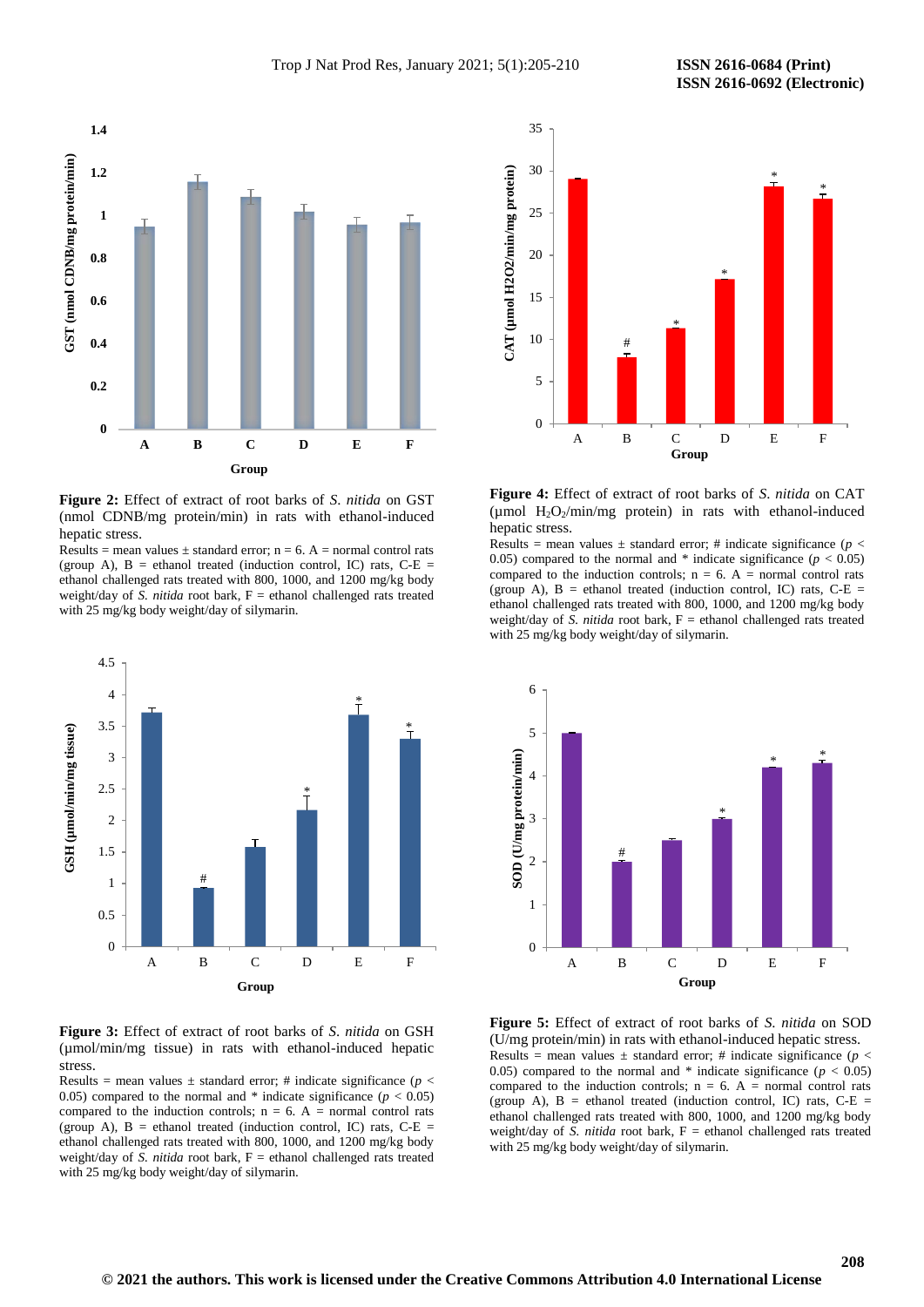**Figure 2:** Effect of extract of root barks of *S. nitida* on GST (nmol CDNB/mg protein/min) in rats with ethanol-induced hepatic stress.
Results = mean values ± standard error; n = 6. A = normal control rats (group A), B = ethanol treated (induction control, IC) rats, C-E = ethanol challenged rats treated with 800, 1000, and 1200 mg/kg body weight/day of *S. nitida* root bark, F = ethanol challenged rats treated with 25 mg/kg body weight/day of silymarin.

**Figure 4:** Effect of extract of root barks of *S. nitida* on CAT (µmol $H_2O_2$/min/mg protein) in rats with ethanol-induced hepatic stress.
Results = mean values ± standard error; # indicate significance ($p < 0.05$) compared to the normal and * indicate significance ($p < 0.05$) compared to the induction controls; n = 6. A = normal control rats (group A), B = ethanol treated (induction control, IC) rats, C-E = ethanol challenged rats treated with 800, 1000, and 1200 mg/kg body weight/day of *S. nitida* root bark, F = ethanol challenged rats treated with 25 mg/kg body weight/day of silymarin.

**Figure 3:** Effect of extract of root barks of *S. nitida* on GSH (µmol/min/mg tissue) in rats with ethanol-induced hepatic stress.
Results = mean values ± standard error; # indicate significance ($p < 0.05$) compared to the normal and * indicate significance ($p < 0.05$) compared to the induction controls; n = 6. A = normal control rats (group A), B = ethanol treated (induction control, IC) rats, C-E = ethanol challenged rats treated with 800, 1000, and 1200 mg/kg body weight/day of *S. nitida* root bark, F = ethanol challenged rats treated with 25 mg/kg body weight/day of silymarin.

**Figure 5:** Effect of extract of root barks of *S. nitida* on SOD (U/mg protein/min) in rats with ethanol-induced hepatic stress.
Results = mean values ± standard error; # indicate significance ($p < 0.05$) compared to the normal and * indicate significance ($p < 0.05$) compared to the induction controls; n = 6. A = normal control rats (group A), B = ethanol treated (induction control, IC) rats, C-E = ethanol challenged rats treated with 800, 1000, and 1200 mg/kg body weight/day of *S. nitida* root bark, F = ethanol challenged rats treated with 25 mg/kg body weight/day of silymarin.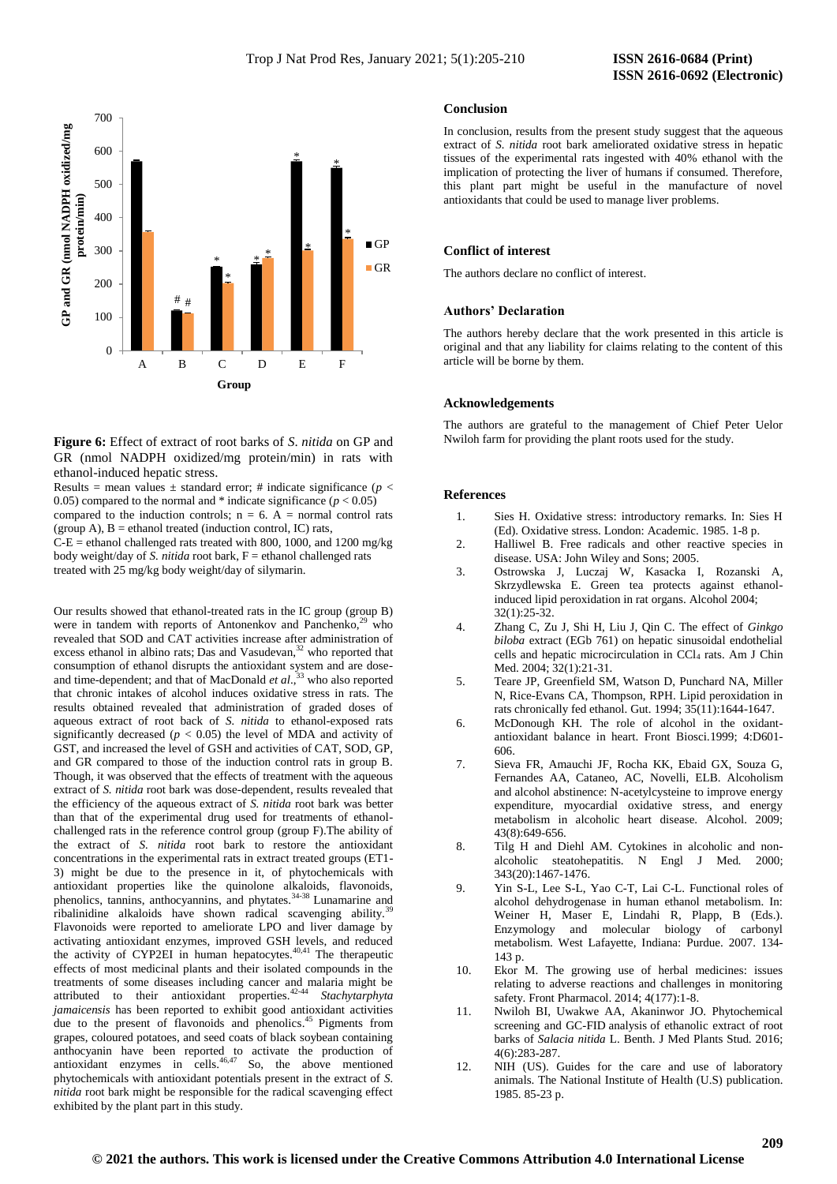**Figure 6:** Effect of extract of root barks of *S. nitida* on GP and GR (nmol NADPH oxidized/mg protein/min) in rats with ethanol-induced hepatic stress.

Results = mean values ± standard error; # indicate significance ($p < 0.05$) compared to the normal and * indicate significance ($p < 0.05$) compared to the induction controls; n = 6. A = normal control rats (group A), B = ethanol treated (induction control, IC) rats, C-E = ethanol challenged rats treated with 800, 1000, and 1200 mg/kg body weight/day of *S. nitida* root bark, F = ethanol challenged rats treated with 25 mg/kg body weight/day of silymarin.

Our results showed that ethanol-treated rats in the IC group (group B) were in tandem with reports of Antonenkov and Panchenko,[29] who revealed that SOD and CAT activities increase after administration of excess ethanol in albino rats; Das and Vasudevan,[32] who reported that consumption of ethanol disrupts the antioxidant system and are dose- and time-dependent; and that of MacDonald *et al*.,[33] who also reported that chronic intakes of alcohol induces oxidative stress in rats. The results obtained revealed that administration of graded doses of aqueous extract of root back of *S. nitida* to ethanol-exposed rats significantly decreased ($p < 0.05$) the level of MDA and activity of GST, and increased the level of GSH and activities of CAT, SOD, GP, and GR compared to those of the induction control rats in group B. Though, it was observed that the effects of treatment with the aqueous extract of *S. nitida* root bark was dose-dependent, results revealed that the efficiency of the aqueous extract of *S. nitida* root bark was better than that of the experimental drug used for treatments of ethanol-challenged rats in the reference control group (group F).The ability of the extract of *S. nitida* root bark to restore the antioxidant concentrations in the experimental rats in extract treated groups (ET1-3) might be due to the presence in it, of phytochemicals with antioxidant properties like the quinolone alkaloids, flavonoids, phenolics, tannins, anthocyannins, and phytates.[34-38] Lunamarine and ribalinidine alkaloids have shown radical scavenging ability.[39] Flavonoids were reported to ameliorate LPO and liver damage by activating antioxidant enzymes, improved GSH levels, and reduced the activity of CYP2EI in human hepatocytes.[40,41] The therapeutic effects of most medicinal plants and their isolated compounds in the treatments of some diseases including cancer and malaria might be attributed to their antioxidant properties.[42-44] *Stachytarphyta jamaicensis* has been reported to exhibit good antioxidant activities due to the present of flavonoids and phenolics.[45] Pigments from grapes, coloured potatoes, and seed coats of black soybean containing anthocyanin have been reported to activate the production of antioxidant enzymes in cells.[46,47] So, the above mentioned phytochemicals with antioxidant potentials present in the extract of *S. nitida* root bark might be responsible for the radical scavenging effect exhibited by the plant part in this study.

## Conclusion

In conclusion, results from the present study suggest that the aqueous extract of *S. nitida* root bark ameliorated oxidative stress in hepatic tissues of the experimental rats ingested with 40% ethanol with the implication of protecting the liver of humans if consumed. Therefore, this plant part might be useful in the manufacture of novel antioxidants that could be used to manage liver problems.

## Conflict of interest

The authors declare no conflict of interest.

## Authors' Declaration

The authors hereby declare that the work presented in this article is original and that any liability for claims relating to the content of this article will be borne by them.

## Acknowledgements

The authors are grateful to the management of Chief Peter Uelor Nwiloh farm for providing the plant roots used for the study.

## References

1. Sies H. Oxidative stress: introductory remarks. In: Sies H (Ed). Oxidative stress. London: Academic. 1985. 1-8 p.
2. Halliwel B. Free radicals and other reactive species in disease. USA: John Wiley and Sons; 2005.
3. Ostrowska J, Luczaj W, Kasacka I, Rozanski A, Skrzydlewska E. Green tea protects against ethanol-induced lipid peroxidation in rat organs. Alcohol 2004; 32(1):25-32.
4. Zhang C, Zu J, Shi H, Liu J, Qin C. The effect of *Ginkgo biloba* extract (EGb 761) on hepatic sinusoidal endothelial cells and hepatic microcirculation in $CCl_4$ rats. Am J Chin Med. 2004; 32(1):21-31.
5. Teare JP, Greenfield SM, Watson D, Punchard NA, Miller N, Rice-Evans CA, Thompson, RPH. Lipid peroxidation in rats chronically fed ethanol. Gut. 1994; 35(11):1644-1647.
6. McDonough KH. The role of alcohol in the oxidant-antioxidant balance in heart. Front Biosci.1999; 4:D601-606.
7. Sieva FR, Amauchi JF, Rocha KK, Ebaid GX, Souza G, Fernandes AA, Cataneo, AC, Novelli, ELB. Alcoholism and alcohol abstinence: N-acetylcysteine to improve energy expenditure, myocardial oxidative stress, and energy metabolism in alcoholic heart disease. Alcohol. 2009; 43(8):649-656.
8. Tilg H and Diehl AM. Cytokines in alcoholic and non-alcoholic steatohepatitis. N Engl J Med. 2000; 343(20):1467-1476.
9. Yin S-L, Lee S-L, Yao C-T, Lai C-L. Functional roles of alcohol dehydrogenase in human ethanol metabolism. In: Weiner H, Maser E, Lindahi R, Plapp, B (Eds.). Enzymology and molecular biology of carbonyl metabolism. West Lafayette, Indiana: Purdue. 2007. 134-143 p.
10. Ekor M. The growing use of herbal medicines: issues relating to adverse reactions and challenges in monitoring safety. Front Pharmacol. 2014; 4(177):1-8.
11. Nwiloh BI, Uwakwe AA, Akaninwor JO. Phytochemical screening and GC-FID analysis of ethanolic extract of root barks of *Salacia nitida* L. Benth. J Med Plants Stud. 2016; 4(6):283-287.
12. NIH (US). Guides for the care and use of laboratory animals. The National Institute of Health (U.S) publication. 1985. 85-23 p.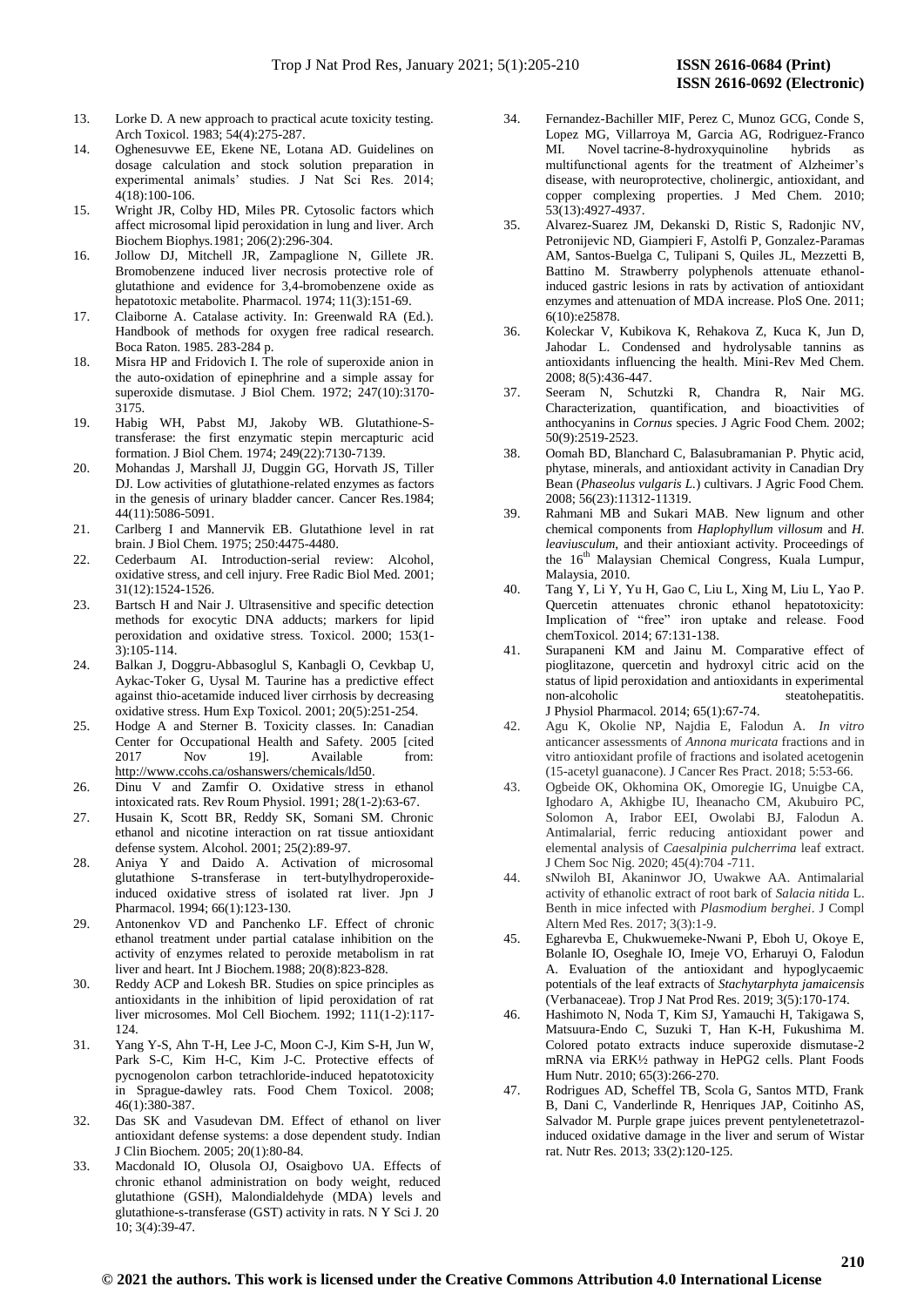13. Lorke D. A new approach to practical acute toxicity testing. Arch Toxicol. 1983; 54(4):275-287.
14. Oghenesuvwe EE, Ekene NE, Lotana AD. Guidelines on dosage calculation and stock solution preparation in experimental animals' studies. J Nat Sci Res. 2014; 4(18):100-106.
15. Wright JR, Colby HD, Miles PR. Cytosolic factors which affect microsomal lipid peroxidation in lung and liver. Arch Biochem Biophys.1981; 206(2):296-304.
16. Jollow DJ, Mitchell JR, Zampaglione N, Gillete JR. Bromobenzene induced liver necrosis protective role of glutathione and evidence for 3,4-bromobenzene oxide as hepatotoxic metabolite. Pharmacol. 1974; 11(3):151-69.
17. Claiborne A. Catalase activity. In: Greenwald RA (Ed.). Handbook of methods for oxygen free radical research. Boca Raton. 1985. 283-284 p.
18. Misra HP and Fridovich I. The role of superoxide anion in the auto-oxidation of epinephrine and a simple assay for superoxide dismutase. J Biol Chem. 1972; 247(10):3170-3175.
19. Habig WH, Pabst MJ, Jakoby WB. Glutathione-S-transferase: the first enzymatic stepin mercapturic acid formation. J Biol Chem. 1974; 249(22):7130-7139.
20. Mohandas J, Marshall JJ, Duggin GG, Horvath JS, Tiller DJ. Low activities of glutathione-related enzymes as factors in the genesis of urinary bladder cancer. Cancer Res.1984; 44(11):5086-5091.
21. Carlberg I and Mannervik EB. Glutathione level in rat brain. J Biol Chem. 1975; 250:4475-4480.
22. Cederbaum AI. Introduction-serial review: Alcohol, oxidative stress, and cell injury. Free Radic Biol Med. 2001; 31(12):1524-1526.
23. Bartsch H and Nair J. Ultrasensitive and specific detection methods for exocytic DNA adducts; markers for lipid peroxidation and oxidative stress. Toxicol. 2000; 153(1-3):105-114.
24. Balkan J, Doggru-Abbasoglul S, Kanbagli O, Cevkbap U, Aykac-Toker G, Uysal M. Taurine has a predictive effect against thio-acetamide induced liver cirrhosis by decreasing oxidative stress. Hum Exp Toxicol. 2001; 20(5):251-254.
25. Hodge A and Sterner B. Toxicity classes. In: Canadian Center for Occupational Health and Safety. 2005 [cited 2017 Nov 19]. Available from: http://www.ccohs.ca/oshanswers/chemicals/ld50.
26. Dinu V and Zamfir O. Oxidative stress in ethanol intoxicated rats. Rev Roum Physiol. 1991; 28(1-2):63-67.
27. Husain K, Scott BR, Reddy SK, Somani SM. Chronic ethanol and nicotine interaction on rat tissue antioxidant defense system. Alcohol. 2001; 25(2):89-97.
28. Aniya Y and Daido A. Activation of microsomal glutathione S-transferase in tert-butylhydroperoxide-induced oxidative stress of isolated rat liver. Jpn J Pharmacol. 1994; 66(1):123-130.
29. Antonenkov VD and Panchenko LF. Effect of chronic ethanol treatment under partial catalase inhibition on the activity of enzymes related to peroxide metabolism in rat liver and heart. Int J Biochem.1988; 20(8):823-828.
30. Reddy ACP and Lokesh BR. Studies on spice principles as antioxidants in the inhibition of lipid peroxidation of rat liver microsomes. Mol Cell Biochem. 1992; 111(1-2):117-124.
31. Yang Y-S, Ahn T-H, Lee J-C, Moon C-J, Kim S-H, Jun W, Park S-C, Kim H-C, Kim J-C. Protective effects of pycnogenolon carbon tetrachloride-induced hepatotoxicity in Sprague-dawley rats. Food Chem Toxicol. 2008; 46(1):380-387.
32. Das SK and Vasudevan DM. Effect of ethanol on liver antioxidant defense systems: a dose dependent study. Indian J Clin Biochem. 2005; 20(1):80-84.
33. Macdonald IO, Olusola OJ, Osaigbovo UA. Effects of chronic ethanol administration on body weight, reduced glutathione (GSH), Malondialdehyde (MDA) levels and glutathione-s-transferase (GST) activity in rats. N Y Sci J. 20 10; 3(4):39-47.
34. Fernandez-Bachiller MIF, Perez C, Munoz GCG, Conde S, Lopez MG, Villarroya M, Garcia AG, Rodriguez-Franco MI. Novel tacrine-8-hydroxyquinoline hybrids as multifunctional agents for the treatment of Alzheimer's disease, with neuroprotective, cholinergic, antioxidant, and copper complexing properties. J Med Chem. 2010; 53(13):4927-4937.
35. Alvarez-Suarez JM, Dekanski D, Ristic S, Radonjic NV, Petronijevic ND, Giampieri F, Astolfi P, Gonzalez-Paramas AM, Santos-Buelga C, Tulipani S, Quiles JL, Mezzetti B, Battino M. Strawberry polyphenols attenuate ethanol-induced gastric lesions in rats by activation of antioxidant enzymes and attenuation of MDA increase. PloS One. 2011; 6(10):e25878.
36. Koleckar V, Kubikova K, Rehakova Z, Kuca K, Jun D, Jahodar L. Condensed and hydrolysable tannins as antioxidants influencing the health. Mini-Rev Med Chem. 2008; 8(5):436-447.
37. Seeram N, Schutzki R, Chandra R, Nair MG. Characterization, quantification, and bioactivities of anthocyanins in *Cornus* species. J Agric Food Chem. 2002; 50(9):2519-2523.
38. Oomah BD, Blanchard C, Balasubramanian P. Phytic acid, phytase, minerals, and antioxidant activity in Canadian Dry Bean (*Phaseolus vulgaris L.*) cultivars. J Agric Food Chem. 2008; 56(23):11312-11319.
39. Rahmani MB and Sukari MAB. New lignum and other chemical components from *Haplophyllum villosum* and *H. leaviusculum,* and their antioxidant activity. Proceedings of the 16th Malaysian Chemical Congress, Kuala Lumpur, Malaysia, 2010.
40. Tang Y, Li Y, Yu H, Gao C, Liu L, Xing M, Liu L, Yao P. Quercetin attenuates chronic ethanol hepatotoxicity: Implication of "free" iron uptake and release. Food chemToxicol. 2014; 67:131-138.
41. Surapaneni KM and Jainu M. Comparative effect of pioglitazone, quercetin and hydroxyl citric acid on the status of lipid peroxidation and antioxidants in experimental non-alcoholic steatohepatitis. J Physiol Pharmacol. 2014; 65(1):67-74.
42. Agu K, Okolie NP, Najdia E, Falodun A. *In vitro* anticancer assessments of *Annona muricata* fractions and in vitro antioxidant profile of fractions and isolated acetogenin (15-acetyl guanacone). J Cancer Res Pract. 2018; 5:53-66.
43. Ogbeide OK, Okhomina OK, Omoregie IG, Unuigbe CA, Ighodaro A, Akhigbe IU, Iheanacho CM, Akubuiro PC, Solomon A, Irabor EEI, Owolabi BJ, Falodun A. Antimalarial, ferric reducing antioxidant power and elemental analysis of *Caesalpinia pulcherrima* leaf extract. J Chem Soc Nig. 2020; 45(4):704 -711.
44. sNwiloh BI, Akaninwor JO, Uwakwe AA. Antimalarial activity of ethanolic extract of root bark of *Salacia nitida* L. Benth in mice infected with *Plasmodium berghei*. J Compl Altern Med Res. 2017; 3(3):1-9.
45. Egharevba E, Chukwuemeke-Nwani P, Eboh U, Okoye E, Bolanle IO, Oseghale IO, Imeje VO, Erharuyi O, Falodun A. Evaluation of the antioxidant and hypoglycaemic potentials of the leaf extracts of *Stachytarphyta jamaicensis* (Verbanaceae). Trop J Nat Prod Res. 2019; 3(5):170-174.
46. Hashimoto N, Noda T, Kim SJ, Yamauchi H, Takigawa S, Matsuura-Endo C, Suzuki T, Han K-H, Fukushima M. Colored potato extracts induce superoxide dismutase-2 mRNA via ERK½ pathway in HePG2 cells. Plant Foods Hum Nutr. 2010; 65(3):266-270.
47. Rodrigues AD, Scheffel TB, Scola G, Santos MTD, Frank B, Dani C, Vanderlinde R, Henriques JAP, Coitinho AS, Salvador M. Purple grape juices prevent pentylenetetrazol-induced oxidative damage in the liver and serum of Wistar rat. Nutr Res. 2013; 33(2):120-125.

**© 2021 the authors. This work is licensed under the Creative Commons Attribution 4.0 International License**